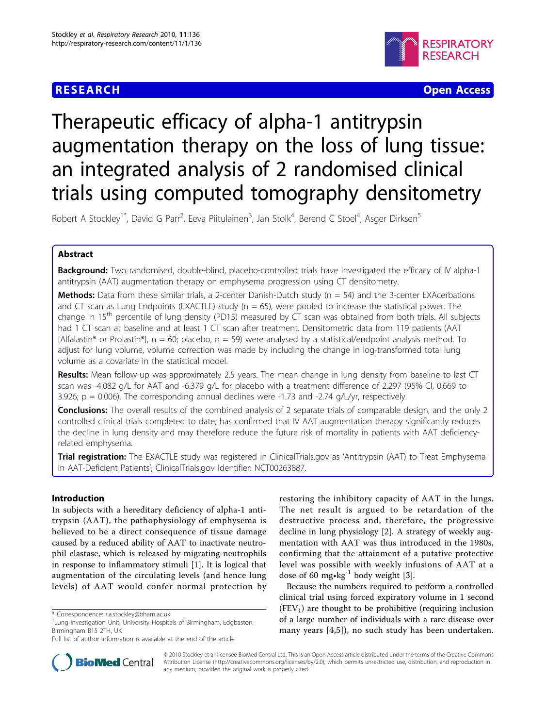RESEARCH Open Access

# Therapeutic efficacy of alpha-1 antitrypsin augmentation therapy on the loss of lung tissue: an integrated analysis of 2 randomised clinical trials using computed tomography densitometry

Robert A Stockley[1*], David G Parr[2], Eeva Piitulainen[3], Jan Stolk[4], Berend C Stoel[4], Asger Dirksen[5]

## Abstract

**Background:** Two randomised, double-blind, placebo-controlled trials have investigated the efficacy of IV alpha-1 antitrypsin (AAT) augmentation therapy on emphysema progression using CT densitometry.

**Methods:** Data from these similar trials, a 2-center Danish-Dutch study (n = 54) and the 3-center EXAcerbations and CT scan as Lung Endpoints (EXACTLE) study (n = 65), were pooled to increase the statistical power. The change in 15[th] percentile of lung density (PD15) measured by CT scan was obtained from both trials. All subjects had 1 CT scan at baseline and at least 1 CT scan after treatment. Densitometric data from 119 patients (AAT [Alfalastin® or Prolastin®], n = 60; placebo, n = 59) were analysed by a statistical/endpoint analysis method. To adjust for lung volume, volume correction was made by including the change in log-transformed total lung volume as a covariate in the statistical model.

**Results:** Mean follow-up was approximately 2.5 years. The mean change in lung density from baseline to last CT scan was -4.082 g/L for AAT and -6.379 g/L for placebo with a treatment difference of 2.297 (95% CI, 0.669 to 3.926; p = 0.006). The corresponding annual declines were -1.73 and -2.74 g/L/yr, respectively.

**Conclusions:** The overall results of the combined analysis of 2 separate trials of comparable design, and the only 2 controlled clinical trials completed to date, has confirmed that IV AAT augmentation therapy significantly reduces the decline in lung density and may therefore reduce the future risk of mortality in patients with AAT deficiency-related emphysema.

**Trial registration:** The EXACTLE study was registered in ClinicalTrials.gov as 'Antitrypsin (AAT) to Treat Emphysema in AAT-Deficient Patients'; ClinicalTrials.gov Identifier: NCT00263887.

## Introduction

In subjects with a hereditary deficiency of alpha-1 antitrypsin (AAT), the pathophysiology of emphysema is believed to be a direct consequence of tissue damage caused by a reduced ability of AAT to inactivate neutrophil elastase, which is released by migrating neutrophils in response to inflammatory stimuli [1]. It is logical that augmentation of the circulating levels (and hence lung levels) of AAT would confer normal protection by restoring the inhibitory capacity of AAT in the lungs. The net result is argued to be retardation of the destructive process and, therefore, the progressive decline in lung physiology [2]. A strategy of weekly augmentation with AAT was thus introduced in the 1980s, confirming that the attainment of a putative protective level was possible with weekly infusions of AAT at a dose of 60 mg•kg$^{-1}$ body weight [3].

Because the numbers required to perform a controlled clinical trial using forced expiratory volume in 1 second ($FEV_1$) are thought to be prohibitive (requiring inclusion of a large number of individuals with a rare disease over many years [4,5]), no such study has been undertaken.

\* Correspondence: r.a.stockley@bham.ac.uk
[1]Lung Investigation Unit, University Hospitals of Birmingham, Edgbaston, Birmingham B15 2TH, UK
Full list of author information is available at the end of the article

© 2010 Stockley et al; licensee BioMed Central Ltd. This is an Open Access article distributed under the terms of the Creative Commons Attribution License (http://creativecommons.org/licenses/by/2.0), which permits unrestricted use, distribution, and reproduction in any medium, provided the original work is properly cited.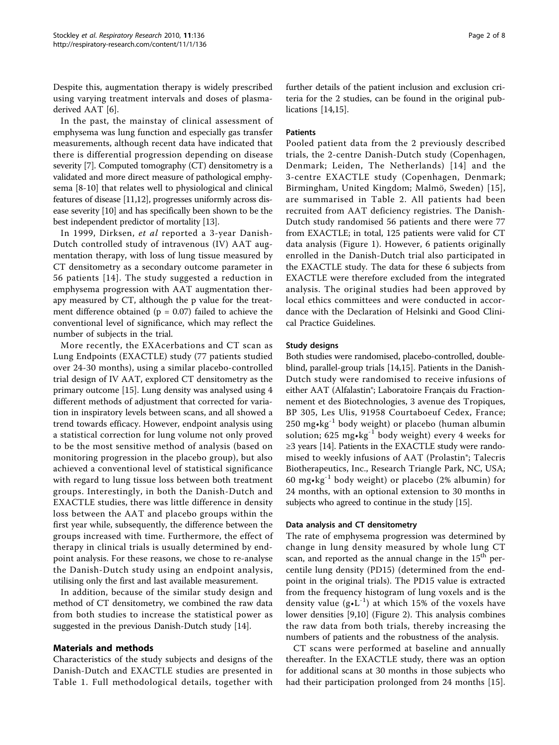Despite this, augmentation therapy is widely prescribed using varying treatment intervals and doses of plasma-derived AAT [6].

In the past, the mainstay of clinical assessment of emphysema was lung function and especially gas transfer measurements, although recent data have indicated that there is differential progression depending on disease severity [7]. Computed tomography (CT) densitometry is a validated and more direct measure of pathological emphysema [8-10] that relates well to physiological and clinical features of disease [11,12], progresses uniformly across disease severity [10] and has specifically been shown to be the best independent predictor of mortality [13].

In 1999, Dirksen, *et al* reported a 3-year Danish-Dutch controlled study of intravenous (IV) AAT augmentation therapy, with loss of lung tissue measured by CT densitometry as a secondary outcome parameter in 56 patients [14]. The study suggested a reduction in emphysema progression with AAT augmentation therapy measured by CT, although the p value for the treatment difference obtained ($p = 0.07$) failed to achieve the conventional level of significance, which may reflect the number of subjects in the trial.

More recently, the EXAcerbations and CT scan as Lung Endpoints (EXACTLE) study (77 patients studied over 24-30 months), using a similar placebo-controlled trial design of IV AAT, explored CT densitometry as the primary outcome [15]. Lung density was analysed using 4 different methods of adjustment that corrected for variation in inspiratory levels between scans, and all showed a trend towards efficacy. However, endpoint analysis using a statistical correction for lung volume not only proved to be the most sensitive method of analysis (based on monitoring progression in the placebo group), but also achieved a conventional level of statistical significance with regard to lung tissue loss between both treatment groups. Interestingly, in both the Danish-Dutch and EXACTLE studies, there was little difference in density loss between the AAT and placebo groups within the first year while, subsequently, the difference between the groups increased with time. Furthermore, the effect of therapy in clinical trials is usually determined by endpoint analysis. For these reasons, we chose to re-analyse the Danish-Dutch study using an endpoint analysis, utilising only the first and last available measurement.

In addition, because of the similar study design and method of CT densitometry, we combined the raw data from both studies to increase the statistical power as suggested in the previous Danish-Dutch study [14].

## Materials and methods

Characteristics of the study subjects and designs of the Danish-Dutch and EXACTLE studies are presented in Table 1. Full methodological details, together with further details of the patient inclusion and exclusion criteria for the 2 studies, can be found in the original publications [14,15].

### Patients

Pooled patient data from the 2 previously described trials, the 2-centre Danish-Dutch study (Copenhagen, Denmark; Leiden, The Netherlands) [14] and the 3-centre EXACTLE study (Copenhagen, Denmark; Birmingham, United Kingdom; Malmö, Sweden) [15], are summarised in Table 2. All patients had been recruited from AAT deficiency registries. The Danish-Dutch study randomised 56 patients and there were 77 from EXACTLE; in total, 125 patients were valid for CT data analysis (Figure 1). However, 6 patients originally enrolled in the Danish-Dutch trial also participated in the EXACTLE study. The data for these 6 subjects from EXACTLE were therefore excluded from the integrated analysis. The original studies had been approved by local ethics committees and were conducted in accordance with the Declaration of Helsinki and Good Clinical Practice Guidelines.

### Study designs

Both studies were randomised, placebo-controlled, double-blind, parallel-group trials [14,15]. Patients in the Danish-Dutch study were randomised to receive infusions of either AAT (Alfalastin®; Laboratoire Français du Fractionnement et des Biotechnologies, 3 avenue des Tropiques, BP 305, Les Ulis, 91958 Courtaboeuf Cedex, France; 250 $mg \cdot kg^{-1}$ body weight) or placebo (human albumin solution; 625 $mg \cdot kg^{-1}$ body weight) every 4 weeks for ≥3 years [14]. Patients in the EXACTLE study were randomised to weekly infusions of AAT (Prolastin®; Talecris Biotherapeutics, Inc., Research Triangle Park, NC, USA; 60 $mg \cdot kg^{-1}$ body weight) or placebo (2% albumin) for 24 months, with an optional extension to 30 months in subjects who agreed to continue in the study [15].

### Data analysis and CT densitometry

The rate of emphysema progression was determined by change in lung density measured by whole lung CT scan, and reported as the annual change in the 15$^{th}$ percentile lung density (PD15) (determined from the endpoint in the original trials). The PD15 value is extracted from the frequency histogram of lung voxels and is the density value ($g \cdot L^{-1}$) at which 15% of the voxels have lower densities [9,10] (Figure 2). This analysis combines the raw data from both trials, thereby increasing the numbers of patients and the robustness of the analysis.

CT scans were performed at baseline and annually thereafter. In the EXACTLE study, there was an option for additional scans at 30 months in those subjects who had their participation prolonged from 24 months [15].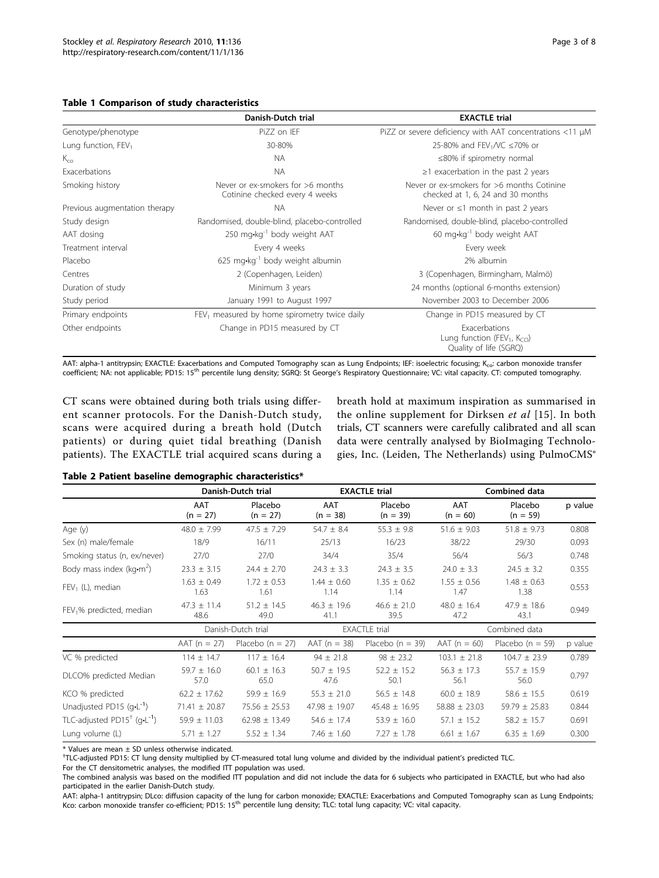**Table 1 Comparison of study characteristics**

| | Danish-Dutch trial | EXACTLE trial |
|---|---|---|
| Genotype/phenotype | PiZZ on IEF | PiZZ or severe deficiency with AAT concentrations <11 μM |
| Lung function, $FEV_1$ | 30-80% | 25-80% and $FEV_1$/VC ≤70% or |
| $K_{co}$ | NA | ≤80% if spirometry normal |
| Exacerbations | NA | ≥1 exacerbation in the past 2 years |
| Smoking history | Never or ex-smokers for >6 months Cotinine checked every 4 weeks | Never or ex-smokers for >6 months Cotinine checked at 1, 6, 24 and 30 months |
| Previous augmentation therapy | NA | Never or ≤1 month in past 2 years |
| Study design | Randomised, double-blind, placebo-controlled | Randomised, double-blind, placebo-controlled |
| AAT dosing | 250 $mg{\bullet}kg^{-1}$ body weight AAT | 60 $mg{\bullet}kg^{-1}$ body weight AAT |
| Treatment interval | Every 4 weeks | Every week |
| Placebo | 625 $mg{\bullet}kg^{-1}$ body weight albumin | 2% albumin |
| Centres | 2 (Copenhagen, Leiden) | 3 (Copenhagen, Birmingham, Malmö) |
| Duration of study | Minimum 3 years | 24 months (optional 6-months extension) |
| Study period | January 1991 to August 1997 | November 2003 to December 2006 |
| Primary endpoints | $FEV_1$ measured by home spirometry twice daily | Change in PD15 measured by CT |
| Other endpoints | Change in PD15 measured by CT | Exacerbations<br>Lung function ($FEV_1$, $K_{CO}$)<br>Quality of life (SGRQ) |

AAT: alpha-1 antitrypsin; EXACTLE: Exacerbations and Computed Tomography scan as Lung Endpoints; IEF: isoelectric focusing; $K_{co}$: carbon monoxide transfer coefficient; NA: not applicable; PD15: 15[th] percentile lung density; SGRQ: St George's Respiratory Questionnaire; VC: vital capacity. CT: computed tomography.

CT scans were obtained during both trials using different scanner protocols. For the Danish-Dutch study, scans were acquired during a breath hold (Dutch patients) or during quiet tidal breathing (Danish patients). The EXACTLE trial acquired scans during a breath hold at maximum inspiration as summarised in the online supplement for Dirksen *et al* [15]. In both trials, CT scanners were carefully calibrated and all scan data were centrally analysed by BioImaging Technologies, Inc. (Leiden, The Netherlands) using PulmoCMS®

**Table 2 Patient baseline demographic characteristics***

| | Danish-Dutch trial | | EXACTLE trial | | Combined data | | |
|---|---|---|---|---|---|---|---|
| | AAT (n = 27) | Placebo (n = 27) | AAT (n = 38) | Placebo (n = 39) | AAT (n = 60) | Placebo (n = 59) | p value |
| Age (y) | 48.0 ± 7.99 | 47.5 ± 7.29 | 54.7 ± 8.4 | 55.3 ± 9.8 | 51.6 ± 9.03 | 51.8 ± 9.73 | 0.808 |
| Sex (n) male/female | 18/9 | 16/11 | 25/13 | 16/23 | 38/22 | 29/30 | 0.093 |
| Smoking status (n, ex/never) | 27/0 | 27/0 | 34/4 | 35/4 | 56/4 | 56/3 | 0.748 |
| Body mass index ($kg{\bullet}m^2$) | 23.3 ± 3.15 | 24.4 ± 2.70 | 24.3 ± 3.3 | 24.3 ± 3.5 | 24.0 ± 3.3 | 24.5 ± 3.2 | 0.355 |
| $FEV_1$ (L), median | 1.63 ± 0.49<br>1.63 | 1.72 ± 0.53<br>1.61 | 1.44 ± 0.60<br>1.14 | 1.35 ± 0.62<br>1.14 | 1.55 ± 0.56<br>1.47 | 1.48 ± 0.63<br>1.38 | 0.553 |
| $FEV_1$% predicted, median | 47.3 ± 11.4<br>48.6 | 51.2 ± 14.5<br>49.0 | 46.3 ± 19.6<br>41.1 | 46.6 ± 21.0<br>39.5 | 48.0 ± 16.4<br>47.2 | 47.9 ± 18.6<br>43.1 | 0.949 |
| | Danish-Dutch trial | | EXACTLE trial | | Combined data | | |
| | AAT (n = 27) | Placebo (n = 27) | AAT (n = 38) | Placebo (n = 39) | AAT (n = 60) | Placebo (n = 59) | p value |
| VC % predicted | 114 ± 14.7 | 117 ± 16.4 | 94 ± 21.8 | 98 ± 23.2 | 103.1 ± 21.8 | 104.7 ± 23.9 | 0.789 |
| DLCO% predicted Median | 59.7 ± 16.0<br>57.0 | 60.1 ± 16.3<br>65.0 | 50.7 ± 19.5<br>47.6 | 52.2 ± 15.2<br>50.1 | 56.3 ± 17.3<br>56.1 | 55.7 ± 15.9<br>56.0 | 0.797 |
| KCO % predicted | 62.2 ± 17.62 | 59.9 ± 16.9 | 55.3 ± 21.0 | 56.5 ± 14.8 | 60.0 ± 18.9 | 58.6 ± 15.5 | 0.619 |
| Unadjusted PD15 ($g{\bullet}L^{-1}$) | 71.41 ± 20.87 | 75.56 ± 25.53 | 47.98 ± 19.07 | 45.48 ± 16.95 | 58.88 ± 23.03 | 59.79 ± 25.83 | 0.844 |
| TLC-adjusted PD15[†] ($g{\bullet}L^{-1}$) | 59.9 ± 11.03 | 62.98 ± 13.49 | 54.6 ± 17.4 | 53.9 ± 16.0 | 57.1 ± 15.2 | 58.2 ± 15.7 | 0.691 |
| Lung volume (L) | 5.71 ± 1.27 | 5.52 ± 1.34 | 7.46 ± 1.60 | 7.27 ± 1.78 | 6.61 ± 1.67 | 6.35 ± 1.69 | 0.300 |

\* Values are mean ± SD unless otherwise indicated.

[†]TLC-adjusted PD15: CT lung density multiplied by CT-measured total lung volume and divided by the individual patient's predicted TLC.

For the CT densitometric analyses, the modified ITT population was used.

The combined analysis was based on the modified ITT population and did not include the data for 6 subjects who participated in EXACTLE, but who had also participated in the earlier Danish-Dutch study.

AAT: alpha-1 antitrypsin; DLco: diffusion capacity of the lung for carbon monoxide; EXACTLE: Exacerbations and Computed Tomography scan as Lung Endpoints; Kco: carbon monoxide transfer co-efficient; PD15: 15[th] percentile lung density; TLC: total lung capacity; VC: vital capacity.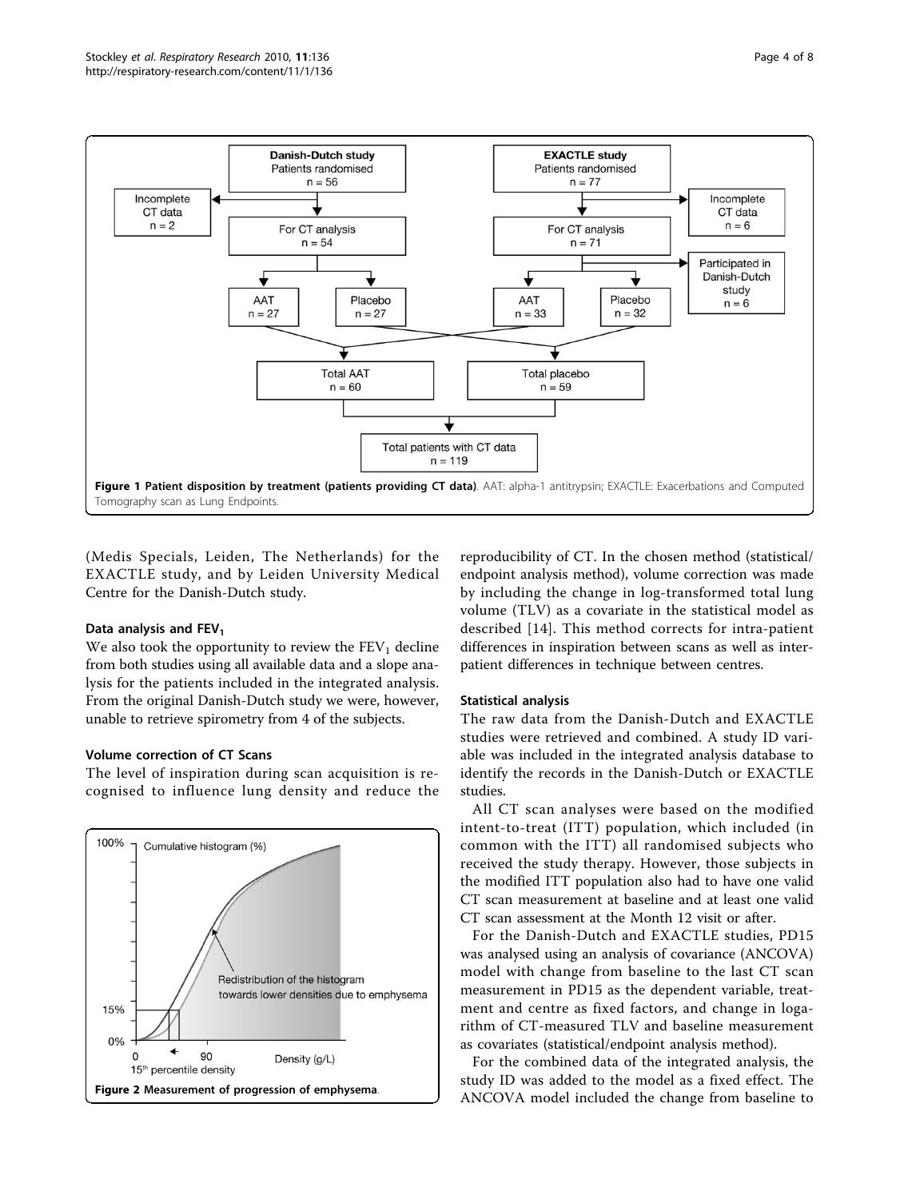Figure 1 **Patient disposition by treatment (patients providing CT data)**. AAT: alpha-1 antitrypsin; EXACTLE: Exacerbations and Computed Tomography scan as Lung Endpoints.

(Medis Specials, Leiden, The Netherlands) for the EXACTLE study, and by Leiden University Medical Centre for the Danish-Dutch study.

### Data analysis and $FEV_1$

We also took the opportunity to review the $FEV_1$ decline from both studies using all available data and a slope analysis for the patients included in the integrated analysis. From the original Danish-Dutch study we were, however, unable to retrieve spirometry from 4 of the subjects.

### Volume correction of CT Scans

The level of inspiration during scan acquisition is recognised to influence lung density and reduce the reproducibility of CT. In the chosen method (statistical/endpoint analysis method), volume correction was made by including the change in log-transformed total lung volume (TLV) as a covariate in the statistical model as described [14]. This method corrects for intra-patient differences in inspiration between scans as well as inter-patient differences in technique between centres.

Figure 2 **Measurement of progression of emphysema**.

### Statistical analysis

The raw data from the Danish-Dutch and EXACTLE studies were retrieved and combined. A study ID variable was included in the integrated analysis database to identify the records in the Danish-Dutch or EXACTLE studies.

All CT scan analyses were based on the modified intent-to-treat (ITT) population, which included (in common with the ITT) all randomised subjects who received the study therapy. However, those subjects in the modified ITT population also had to have one valid CT scan measurement at baseline and at least one valid CT scan assessment at the Month 12 visit or after.

For the Danish-Dutch and EXACTLE studies, PD15 was analysed using an analysis of covariance (ANCOVA) model with change from baseline to the last CT scan measurement in PD15 as the dependent variable, treatment and centre as fixed factors, and change in logarithm of CT-measured TLV and baseline measurement as covariates (statistical/endpoint analysis method).

For the combined data of the integrated analysis, the study ID was added to the model as a fixed effect. The ANCOVA model included the change from baseline to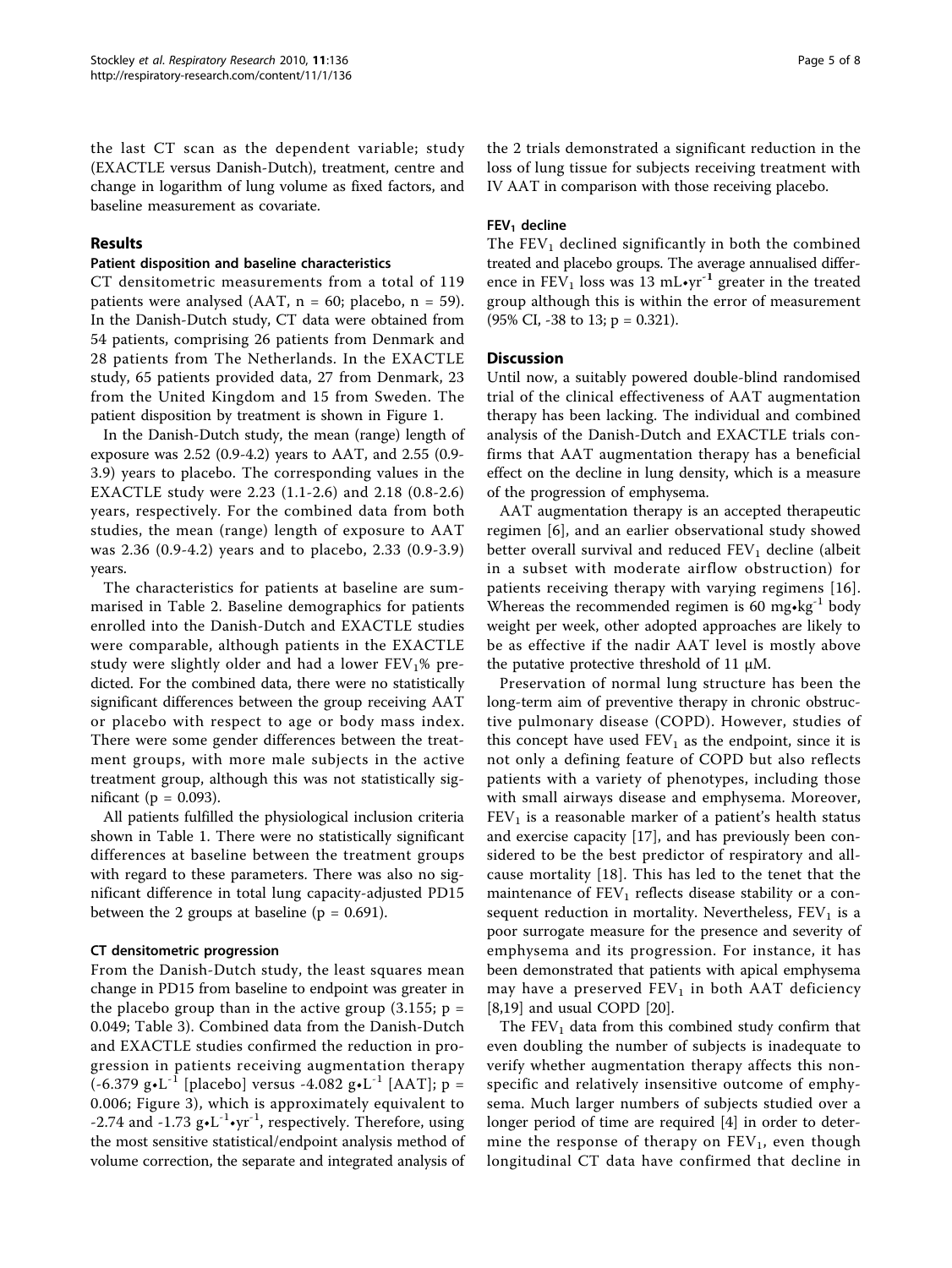the last CT scan as the dependent variable; study (EXACTLE versus Danish-Dutch), treatment, centre and change in logarithm of lung volume as fixed factors, and baseline measurement as covariate.

## Results

### Patient disposition and baseline characteristics

CT densitometric measurements from a total of 119 patients were analysed (AAT, n = 60; placebo, n = 59). In the Danish-Dutch study, CT data were obtained from 54 patients, comprising 26 patients from Denmark and 28 patients from The Netherlands. In the EXACTLE study, 65 patients provided data, 27 from Denmark, 23 from the United Kingdom and 15 from Sweden. The patient disposition by treatment is shown in Figure 1.

In the Danish-Dutch study, the mean (range) length of exposure was 2.52 (0.9-4.2) years to AAT, and 2.55 (0.9-3.9) years to placebo. The corresponding values in the EXACTLE study were 2.23 (1.1-2.6) and 2.18 (0.8-2.6) years, respectively. For the combined data from both studies, the mean (range) length of exposure to AAT was 2.36 (0.9-4.2) years and to placebo, 2.33 (0.9-3.9) years.

The characteristics for patients at baseline are summarised in Table 2. Baseline demographics for patients enrolled into the Danish-Dutch and EXACTLE studies were comparable, although patients in the EXACTLE study were slightly older and had a lower $FEV_1$% predicted. For the combined data, there were no statistically significant differences between the group receiving AAT or placebo with respect to age or body mass index. There were some gender differences between the treatment groups, with more male subjects in the active treatment group, although this was not statistically significant ($p = 0.093$).

All patients fulfilled the physiological inclusion criteria shown in Table 1. There were no statistically significant differences at baseline between the treatment groups with regard to these parameters. There was also no significant difference in total lung capacity-adjusted PD15 between the 2 groups at baseline ($p = 0.691$).

### CT densitometric progression

From the Danish-Dutch study, the least squares mean change in PD15 from baseline to endpoint was greater in the placebo group than in the active group (3.155; $p = 0.049$; Table 3). Combined data from the Danish-Dutch and EXACTLE studies confirmed the reduction in progression in patients receiving augmentation therapy (-6.379 $g{\bullet}L^{-1}$ [placebo] versus -4.082 $g{\bullet}L^{-1}$ [AAT]; $p = 0.006$; Figure 3), which is approximately equivalent to -2.74 and -1.73 $g{\bullet}L^{-1}{\bullet}yr^{-1}$, respectively. Therefore, using the most sensitive statistical/endpoint analysis method of volume correction, the separate and integrated analysis of the 2 trials demonstrated a significant reduction in the loss of lung tissue for subjects receiving treatment with IV AAT in comparison with those receiving placebo.

### $FEV_1$ decline

The $FEV_1$ declined significantly in both the combined treated and placebo groups. The average annualised difference in $FEV_1$ loss was 13 $mL{\bullet}yr^{-1}$ greater in the treated group although this is within the error of measurement (95% CI, -38 to 13; $p = 0.321$).

## Discussion

Until now, a suitably powered double-blind randomised trial of the clinical effectiveness of AAT augmentation therapy has been lacking. The individual and combined analysis of the Danish-Dutch and EXACTLE trials confirms that AAT augmentation therapy has a beneficial effect on the decline in lung density, which is a measure of the progression of emphysema.

AAT augmentation therapy is an accepted therapeutic regimen [6], and an earlier observational study showed better overall survival and reduced $FEV_1$ decline (albeit in a subset with moderate airflow obstruction) for patients receiving therapy with varying regimens [16]. Whereas the recommended regimen is 60 $mg{\bullet}kg^{-1}$ body weight per week, other adopted approaches are likely to be as effective if the nadir AAT level is mostly above the putative protective threshold of 11 μM.

Preservation of normal lung structure has been the long-term aim of preventive therapy in chronic obstructive pulmonary disease (COPD). However, studies of this concept have used $FEV_1$ as the endpoint, since it is not only a defining feature of COPD but also reflects patients with a variety of phenotypes, including those with small airways disease and emphysema. Moreover, $FEV_1$ is a reasonable marker of a patient's health status and exercise capacity [17], and has previously been considered to be the best predictor of respiratory and all-cause mortality [18]. This has led to the tenet that the maintenance of $FEV_1$ reflects disease stability or a consequent reduction in mortality. Nevertheless, $FEV_1$ is a poor surrogate measure for the presence and severity of emphysema and its progression. For instance, it has been demonstrated that patients with apical emphysema may have a preserved $FEV_1$ in both AAT deficiency [8,19] and usual COPD [20].

The $FEV_1$ data from this combined study confirm that even doubling the number of subjects is inadequate to verify whether augmentation therapy affects this non-specific and relatively insensitive outcome of emphysema. Much larger numbers of subjects studied over a longer period of time are required [4] in order to determine the response of therapy on $FEV_1$, even though longitudinal CT data have confirmed that decline in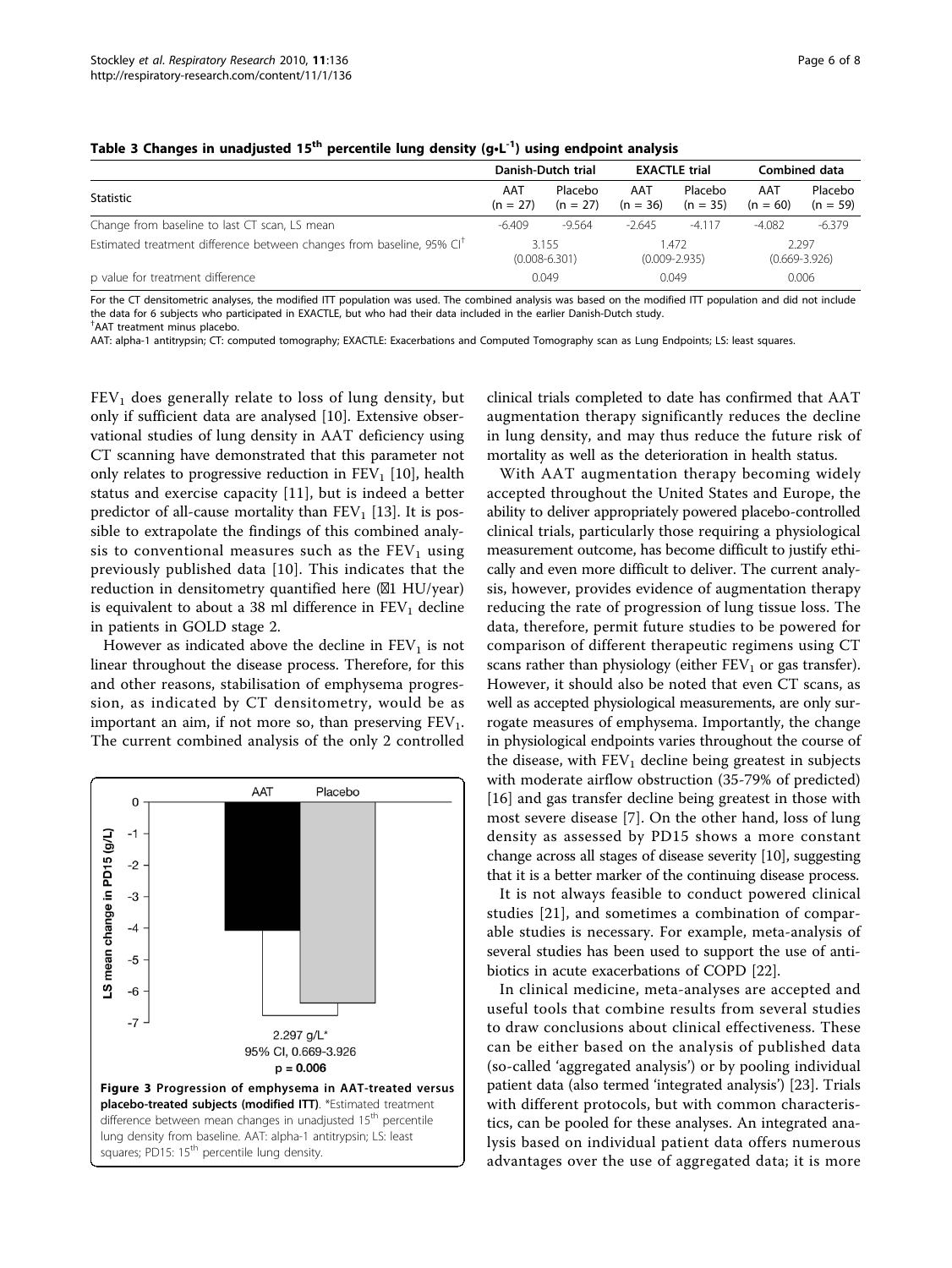**Table 3 Changes in unadjusted 15<sup>th</sup> percentile lung density (g•L<sup>-1</sup>) using endpoint analysis**

| Statistic | Danish-Dutch trial | | EXACTLE trial | | Combined data | |
|---|---|---|---|---|---|---|
| | AAT (n = 27) | Placebo (n = 27) | AAT (n = 36) | Placebo (n = 35) | AAT (n = 60) | Placebo (n = 59) |
| Change from baseline to last CT scan, LS mean | -6.409 | -9.564 | -2.645 | -4.117 | -4.082 | -6.379 |
| Estimated treatment difference between changes from baseline, 95% CI[†] | 3.155 (0.008-6.301) | | 1.472 (0.009-2.935) | | 2.297 (0.669-3.926) | |
| p value for treatment difference | 0.049 | | 0.049 | | 0.006 | |

For the CT densitometric analyses, the modified ITT population was used. The combined analysis was based on the modified ITT population and did not include the data for 6 subjects who participated in EXACTLE, but who had their data included in the earlier Danish-Dutch study.

[†]AAT treatment minus placebo.

AAT: alpha-1 antitrypsin; CT: computed tomography; EXACTLE: Exacerbations and Computed Tomography scan as Lung Endpoints; LS: least squares.

$FEV_1$ does generally relate to loss of lung density, but only if sufficient data are analysed [10]. Extensive observational studies of lung density in AAT deficiency using CT scanning have demonstrated that this parameter not only relates to progressive reduction in $FEV_1$ [10], health status and exercise capacity [11], but is indeed a better predictor of all-cause mortality than $FEV_1$ [13]. It is possible to extrapolate the findings of this combined analysis to conventional measures such as the $FEV_1$ using previously published data [10]. This indicates that the reduction in densitometry quantified here (~1 HU/year) is equivalent to about a 38 ml difference in $FEV_1$ decline in patients in GOLD stage 2.

However as indicated above the decline in $FEV_1$ is not linear throughout the disease process. Therefore, for this and other reasons, stabilisation of emphysema progression, as indicated by CT densitometry, would be as important an aim, if not more so, than preserving $FEV_1$. The current combined analysis of the only 2 controlled clinical trials completed to date has confirmed that AAT augmentation therapy significantly reduces the decline in lung density, and may thus reduce the future risk of mortality as well as the deterioration in health status.

**Figure 3 Progression of emphysema in AAT-treated versus placebo-treated subjects (modified ITT)**. *Estimated treatment difference between mean changes in unadjusted 15<sup>th</sup> percentile lung density from baseline. AAT: alpha-1 antitrypsin; LS: least squares; PD15: 15<sup>th</sup> percentile lung density.

With AAT augmentation therapy becoming widely accepted throughout the United States and Europe, the ability to deliver appropriately powered placebo-controlled clinical trials, particularly those requiring a physiological measurement outcome, has become difficult to justify ethically and even more difficult to deliver. The current analysis, however, provides evidence of augmentation therapy reducing the rate of progression of lung tissue loss. The data, therefore, permit future studies to be powered for comparison of different therapeutic regimens using CT scans rather than physiology (either $FEV_1$ or gas transfer). However, it should also be noted that even CT scans, as well as accepted physiological measurements, are only surrogate measures of emphysema. Importantly, the change in physiological endpoints varies throughout the course of the disease, with $FEV_1$ decline being greatest in subjects with moderate airflow obstruction (35-79% of predicted) [16] and gas transfer decline being greatest in those with most severe disease [7]. On the other hand, loss of lung density as assessed by PD15 shows a more constant change across all stages of disease severity [10], suggesting that it is a better marker of the continuing disease process.

It is not always feasible to conduct powered clinical studies [21], and sometimes a combination of comparable studies is necessary. For example, meta-analysis of several studies has been used to support the use of antibiotics in acute exacerbations of COPD [22].

In clinical medicine, meta-analyses are accepted and useful tools that combine results from several studies to draw conclusions about clinical effectiveness. These can be either based on the analysis of published data (so-called 'aggregated analysis') or by pooling individual patient data (also termed 'integrated analysis') [23]. Trials with different protocols, but with common characteristics, can be pooled for these analyses. An integrated analysis based on individual patient data offers numerous advantages over the use of aggregated data; it is more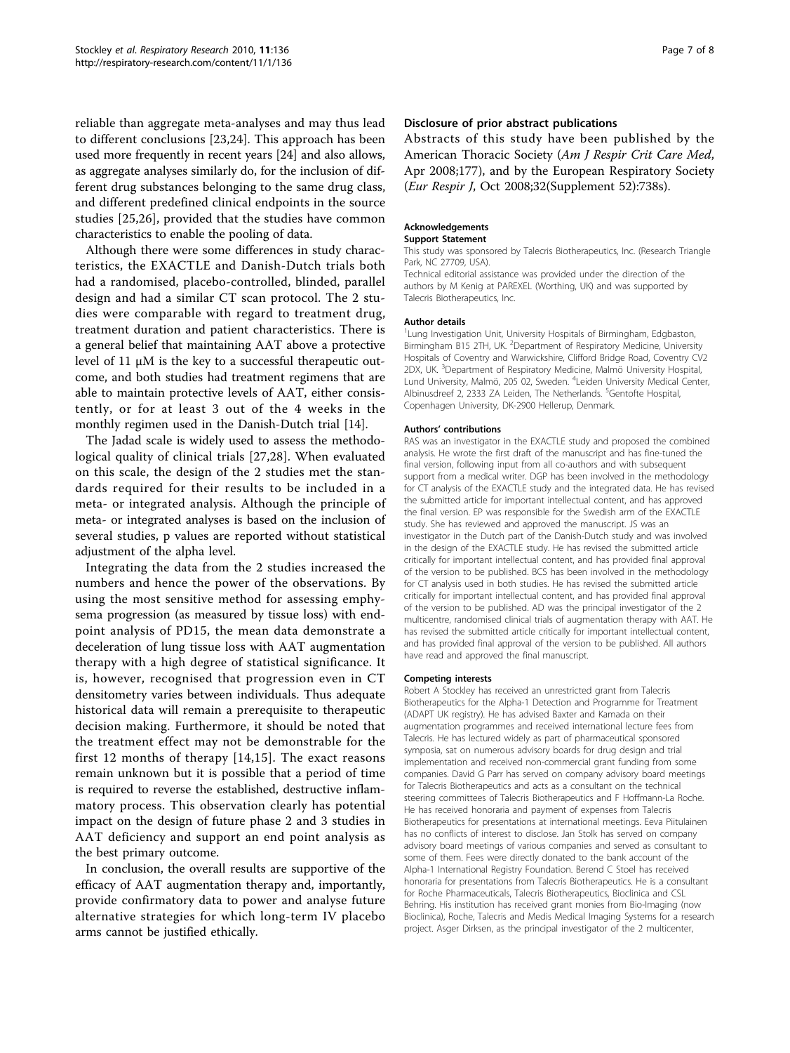reliable than aggregate meta-analyses and may thus lead to different conclusions [23,24]. This approach has been used more frequently in recent years [24] and also allows, as aggregate analyses similarly do, for the inclusion of different drug substances belonging to the same drug class, and different predefined clinical endpoints in the source studies [25,26], provided that the studies have common characteristics to enable the pooling of data.

Although there were some differences in study characteristics, the EXACTLE and Danish-Dutch trials both had a randomised, placebo-controlled, blinded, parallel design and had a similar CT scan protocol. The 2 studies were comparable with regard to treatment drug, treatment duration and patient characteristics. There is a general belief that maintaining AAT above a protective level of 11 μM is the key to a successful therapeutic outcome, and both studies had treatment regimens that are able to maintain protective levels of AAT, either consistently, or for at least 3 out of the 4 weeks in the monthly regimen used in the Danish-Dutch trial [14].

The Jadad scale is widely used to assess the methodological quality of clinical trials [27,28]. When evaluated on this scale, the design of the 2 studies met the standards required for their results to be included in a meta- or integrated analysis. Although the principle of meta- or integrated analyses is based on the inclusion of several studies, p values are reported without statistical adjustment of the alpha level.

Integrating the data from the 2 studies increased the numbers and hence the power of the observations. By using the most sensitive method for assessing emphysema progression (as measured by tissue loss) with endpoint analysis of PD15, the mean data demonstrate a deceleration of lung tissue loss with AAT augmentation therapy with a high degree of statistical significance. It is, however, recognised that progression even in CT densitometry varies between individuals. Thus adequate historical data will remain a prerequisite to therapeutic decision making. Furthermore, it should be noted that the treatment effect may not be demonstrable for the first 12 months of therapy [14,15]. The exact reasons remain unknown but it is possible that a period of time is required to reverse the established, destructive inflammatory process. This observation clearly has potential impact on the design of future phase 2 and 3 studies in AAT deficiency and support an end point analysis as the best primary outcome.

In conclusion, the overall results are supportive of the efficacy of AAT augmentation therapy and, importantly, provide confirmatory data to power and analyse future alternative strategies for which long-term IV placebo arms cannot be justified ethically.

## Disclosure of prior abstract publications

Abstracts of this study have been published by the American Thoracic Society (*Am J Respir Crit Care Med*, Apr 2008;177), and by the European Respiratory Society (*Eur Respir J*, Oct 2008;32(Supplement 52):738s).

### Acknowledgements

#### Support Statement

This study was sponsored by Talecris Biotherapeutics, Inc. (Research Triangle Park, NC 27709, USA).

Technical editorial assistance was provided under the direction of the authors by M Kenig at PAREXEL (Worthing, UK) and was supported by Talecris Biotherapeutics, Inc.

### Author details

[1]Lung Investigation Unit, University Hospitals of Birmingham, Edgbaston, Birmingham B15 2TH, UK. [2]Department of Respiratory Medicine, University Hospitals of Coventry and Warwickshire, Clifford Bridge Road, Coventry CV2 2DX, UK. [3]Department of Respiratory Medicine, Malmö University Hospital, Lund University, Malmö, 205 02, Sweden. [4]Leiden University Medical Center, Albinusdreef 2, 2333 ZA Leiden, The Netherlands. [5]Gentofte Hospital, Copenhagen University, DK-2900 Hellerup, Denmark.

### Authors' contributions

RAS was an investigator in the EXACTLE study and proposed the combined analysis. He wrote the first draft of the manuscript and has fine-tuned the final version, following input from all co-authors and with subsequent support from a medical writer. DGP has been involved in the methodology for CT analysis of the EXACTLE study and the integrated data. He has revised the submitted article for important intellectual content, and has approved the final version. EP was responsible for the Swedish arm of the EXACTLE study. She has reviewed and approved the manuscript. JS was an investigator in the Dutch part of the Danish-Dutch study and was involved in the design of the EXACTLE study. He has revised the submitted article critically for important intellectual content, and has provided final approval of the version to be published. BCS has been involved in the methodology for CT analysis used in both studies. He has revised the submitted article critically for important intellectual content, and has provided final approval of the version to be published. AD was the principal investigator of the 2 multicentre, randomised clinical trials of augmentation therapy with AAT. He has revised the submitted article critically for important intellectual content, and has provided final approval of the version to be published. All authors have read and approved the final manuscript.

### Competing interests

Robert A Stockley has received an unrestricted grant from Talecris Biotherapeutics for the Alpha-1 Detection and Programme for Treatment (ADAPT UK registry). He has advised Baxter and Kamada on their augmentation programmes and received international lecture fees from Talecris. He has lectured widely as part of pharmaceutical sponsored symposia, sat on numerous advisory boards for drug design and trial implementation and received non-commercial grant funding from some companies. David G Parr has served on company advisory board meetings for Talecris Biotherapeutics and acts as a consultant on the technical steering committees of Talecris Biotherapeutics and F Hoffmann-La Roche. He has received honoraria and payment of expenses from Talecris Biotherapeutics for presentations at international meetings. Eeva Piitulainen has no conflicts of interest to disclose. Jan Stolk has served on company advisory board meetings of various companies and served as consultant to some of them. Fees were directly donated to the bank account of the Alpha-1 International Registry Foundation. Berend C Stoel has received honoraria for presentations from Talecris Biotherapeutics. He is a consultant for Roche Pharmaceuticals, Talecris Biotherapeutics, Bioclinica and CSL Behring. His institution has received grant monies from Bio-Imaging (now Bioclinica), Roche, Talecris and Medis Medical Imaging Systems for a research project. Asger Dirksen, as the principal investigator of the 2 multicenter,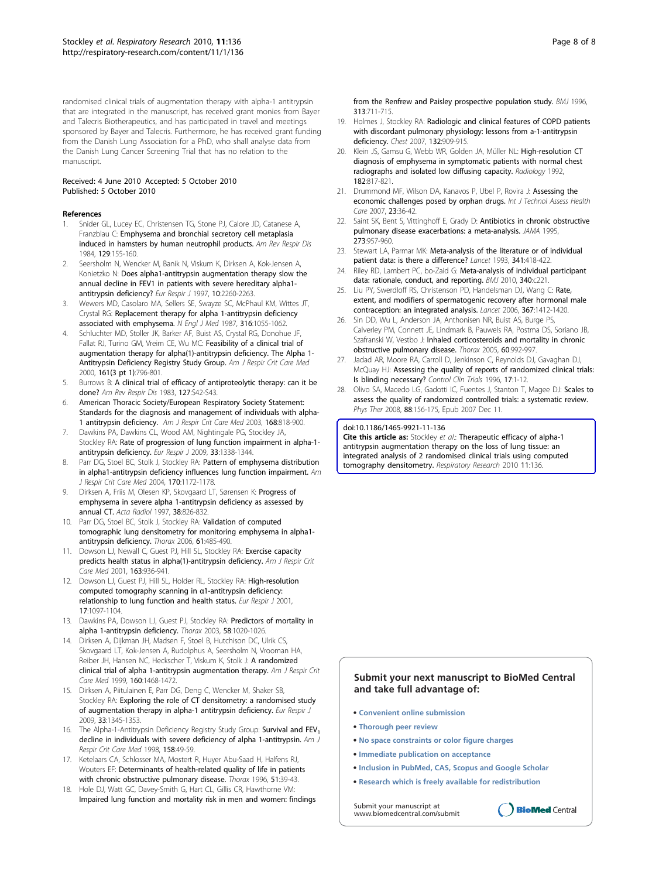randomised clinical trials of augmentation therapy with alpha-1 antitrypsin that are integrated in the manuscript, has received grant monies from Bayer and Talecris Biotherapeutics, and has participated in travel and meetings sponsored by Bayer and Talecris. Furthermore, he has received grant funding from the Danish Lung Association for a PhD, who shall analyse data from the Danish Lung Cancer Screening Trial that has no relation to the manuscript.

Received: 4 June 2010 Accepted: 5 October 2010
Published: 5 October 2010

## References

1. Snider GL, Lucey EC, Christensen TG, Stone PJ, Calore JD, Catanese A, Franzblau C: **Emphysema and bronchial secretory cell metaplasia induced in hamsters by human neutrophil products.** *Am Rev Respir Dis* 1984, **129**:155-160.
2. Seersholm N, Wencker M, Banik N, Viskum K, Dirksen A, Kok-Jensen A, Konietzko N: **Does alpha1-antitrypsin augmentation therapy slow the annual decline in FEV1 in patients with severe hereditary alpha1-antitrypsin deficiency?** *Eur Respir J* 1997, **10**:2260-2263.
3. Wewers MD, Casolaro MA, Sellers SE, Swayze SC, McPhaul KM, Wittes JT, Crystal RG: **Replacement therapy for alpha 1-antitrypsin deficiency associated with emphysema.** *N Engl J Med* 1987, **316**:1055-1062.
4. Schluchter MD, Stoller JK, Barker AF, Buist AS, Crystal RG, Donohue JF, Fallat RJ, Turino GM, Vreim CE, Wu MC: **Feasibility of a clinical trial of augmentation therapy for alpha(1)-antitrypsin deficiency. The Alpha 1-Antitrypsin Deficiency Registry Study Group.** *Am J Respir Crit Care Med* 2000, **161(3 pt 1)**:796-801.
5. Burrows B: **A clinical trial of efficacy of antiproteolytic therapy: can it be done?** *Am Rev Respir Dis* 1983, **127**:S42-S43.
6. American Thoracic Society/European Respiratory Society Statement: **Standards for the diagnosis and management of individuals with alpha-1 antitrypsin deficiency.** *Am J Respir Crit Care Med* 2003, **168**:818-900.
7. Dawkins PA, Dawkins CL, Wood AM, Nightingale PG, Stockley JA, Stockley RA: **Rate of progression of lung function impairment in alpha-1-antitrypsin deficiency.** *Eur Respir J* 2009, **33**:1338-1344.
8. Parr DG, Stoel BC, Stolk J, Stockley RA: **Pattern of emphysema distribution in alpha1-antitrypsin deficiency influences lung function impairment.** *Am J Respir Crit Care Med* 2004, **170**:1172-1178.
9. Dirksen A, Friis M, Olesen KP, Skovgaard LT, Sørensen K: **Progress of emphysema in severe alpha 1-antitrypsin deficiency as assessed by annual CT.** *Acta Radiol* 1997, **38**:826-832.
10. Parr DG, Stoel BC, Stolk J, Stockley RA: **Validation of computed tomographic lung densitometry for monitoring emphysema in alpha1-antitrypsin deficiency.** *Thorax* 2006, **61**:485-490.
11. Dowson LJ, Newall C, Guest PJ, Hill SL, Stockley RA: **Exercise capacity predicts health status in alpha(1)-antitrypsin deficiency.** *Am J Respir Crit Care Med* 2001, **163**:936-941.
12. Dowson LJ, Guest PJ, Hill SL, Holder RL, Stockley RA: **High-resolution computed tomography scanning in α1-antitrypsin deficiency: relationship to lung function and health status.** *Eur Respir J* 2001, **17**:1097-1104.
13. Dawkins PA, Dowson LJ, Guest PJ, Stockley RA: **Predictors of mortality in alpha 1-antitrypsin deficiency.** *Thorax* 2003, **58**:1020-1026.
14. Dirksen A, Dijkman JH, Madsen F, Stoel B, Hutchison DC, Ulrik CS, Skovgaard LT, Kok-Jensen A, Rudolphus A, Seersholm N, Vrooman HA, Reiber JH, Hansen NC, Heckscher T, Viskum K, Stolk J: **A randomized clinical trial of alpha 1-antitrypsin augmentation therapy.** *Am J Respir Crit Care Med* 1999, **160**:1468-1472.
15. Dirksen A, Piitulainen E, Parr DG, Deng C, Wencker M, Shaker SB, Stockley RA: **Exploring the role of CT densitometry: a randomised study of augmentation therapy in alpha-1 antitrypsin deficiency.** *Eur Respir J* 2009, **33**:1345-1353.
16. The Alpha-1-Antitrypsin Deficiency Registry Study Group: **Survival and $FEV_1$ decline in individuals with severe deficiency of alpha 1-antitrypsin.** *Am J Respir Crit Care Med* 1998, **158**:49-59.
17. Ketelaars CA, Schlosser MA, Mostert R, Huyer Abu-Saad H, Halfens RJ, Wouters EF: **Determinants of health-related quality of life in patients with chronic obstructive pulmonary disease.** *Thorax* 1996, **51**:39-43.
18. Hole DJ, Watt GC, Davey-Smith G, Hart CL, Gillis CR, Hawthorne VM: **Impaired lung function and mortality risk in men and women: findings from the Renfrew and Paisley prospective population study.** *BMJ* 1996, **313**:711-715.
19. Holmes J, Stockley RA: **Radiologic and clinical features of COPD patients with discordant pulmonary physiology: lessons from a-1-antitrypsin deficiency.** *Chest* 2007, **132**:909-915.
20. Klein JS, Gamsu G, Webb WR, Golden JA, Müller NL: **High-resolution CT diagnosis of emphysema in symptomatic patients with normal chest radiographs and isolated low diffusing capacity.** *Radiology* 1992, **182**:817-821.
21. Drummond MF, Wilson DA, Kanavos P, Ubel P, Rovira J: **Assessing the economic challenges posed by orphan drugs.** *Int J Technol Assess Health Care* 2007, **23**:36-42.
22. Saint SK, Bent S, Vittinghoff E, Grady D: **Antibiotics in chronic obstructive pulmonary disease exacerbations: a meta-analysis.** *JAMA* 1995, **273**:957-960.
23. Stewart LA, Parmar MK: **Meta-analysis of the literature or of individual patient data: is there a difference?** *Lancet* 1993, **341**:418-422.
24. Riley RD, Lambert PC, bo-Zaid G: **Meta-analysis of individual participant data: rationale, conduct, and reporting.** *BMJ* 2010, **340**:c221.
25. Liu PY, Swerdloff RS, Christenson PD, Handelsman DJ, Wang C: **Rate, extent, and modifiers of spermatogenic recovery after hormonal male contraception: an integrated analysis.** *Lancet* 2006, **367**:1412-1420.
26. Sin DD, Wu L, Anderson JA, Anthonisen NR, Buist AS, Burge PS, Calverley PM, Connett JE, Lindmark B, Pauwels RA, Postma DS, Soriano JB, Szafranski W, Vestbo J: **Inhaled corticosteroids and mortality in chronic obstructive pulmonary disease.** *Thorax* 2005, **60**:992-997.
27. Jadad AR, Moore RA, Carroll D, Jenkinson C, Reynolds DJ, Gavaghan DJ, McQuay HJ: **Assessing the quality of reports of randomized clinical trials: Is blinding necessary?** *Control Clin Trials* 1996, **17**:1-12.
28. Olivo SA, Macedo LG, Gadotti IC, Fuentes J, Stanton T, Magee DJ: **Scales to assess the quality of randomized controlled trials: a systematic review.** *Phys Ther* 2008, **88**:156-175, Epub 2007 Dec 11.

doi:10.1186/1465-9921-11-136
**Cite this article as:** Stockley *et al.*: Therapeutic efficacy of alpha-1 antitrypsin augmentation therapy on the loss of lung tissue: an integrated analysis of 2 randomised clinical trials using computed tomography densitometry. *Respiratory Research* 2010 **11**:136.

**Submit your next manuscript to BioMed Central and take full advantage of:**

- Convenient online submission
- Thorough peer review
- No space constraints or color figure charges
- Immediate publication on acceptance
- Inclusion in PubMed, CAS, Scopus and Google Scholar
- Research which is freely available for redistribution

Submit your manuscript at www.biomedcentral.com/submit

BioMed Central